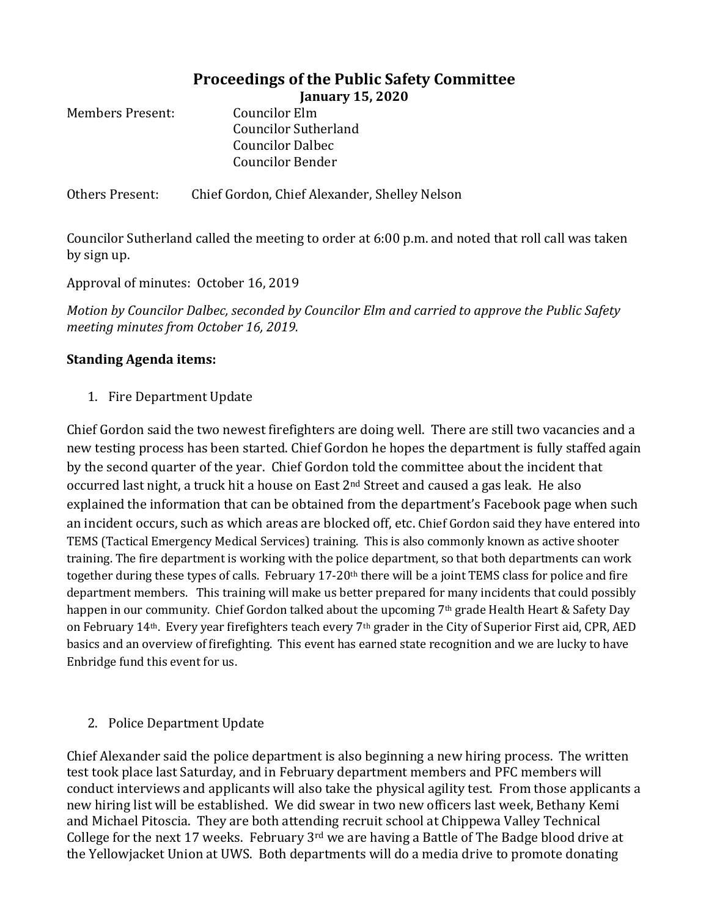# Proceedings of the Public Safety Committee

**January 15, 2020**

Members Present: Councilor Elm
Councilor Sutherland
Councilor Dalbec
Councilor Bender

Others Present: Chief Gordon, Chief Alexander, Shelley Nelson

Councilor Sutherland called the meeting to order at 6:00 p.m. and noted that roll call was taken by sign up.

Approval of minutes: October 16, 2019

*Motion by Councilor Dalbec, seconded by Councilor Elm and carried to approve the Public Safety meeting minutes from October 16, 2019.*

**Standing Agenda items:**

1. Fire Department Update

Chief Gordon said the two newest firefighters are doing well. There are still two vacancies and a new testing process has been started. Chief Gordon he hopes the department is fully staffed again by the second quarter of the year. Chief Gordon told the committee about the incident that occurred last night, a truck hit a house on East 2nd Street and caused a gas leak. He also explained the information that can be obtained from the department's Facebook page when such an incident occurs, such as which areas are blocked off, etc. Chief Gordon said they have entered into TEMS (Tactical Emergency Medical Services) training. This is also commonly known as active shooter training. The fire department is working with the police department, so that both departments can work together during these types of calls. February 17-20th there will be a joint TEMS class for police and fire department members. This training will make us better prepared for many incidents that could possibly happen in our community. Chief Gordon talked about the upcoming 7th grade Health Heart & Safety Day on February 14th. Every year firefighters teach every 7th grader in the City of Superior First aid, CPR, AED basics and an overview of firefighting. This event has earned state recognition and we are lucky to have Enbridge fund this event for us.

2. Police Department Update

Chief Alexander said the police department is also beginning a new hiring process. The written test took place last Saturday, and in February department members and PFC members will conduct interviews and applicants will also take the physical agility test. From those applicants a new hiring list will be established. We did swear in two new officers last week, Bethany Kemi and Michael Pitoscia. They are both attending recruit school at Chippewa Valley Technical College for the next 17 weeks. February 3rd we are having a Battle of The Badge blood drive at the Yellowjacket Union at UWS. Both departments will do a media drive to promote donating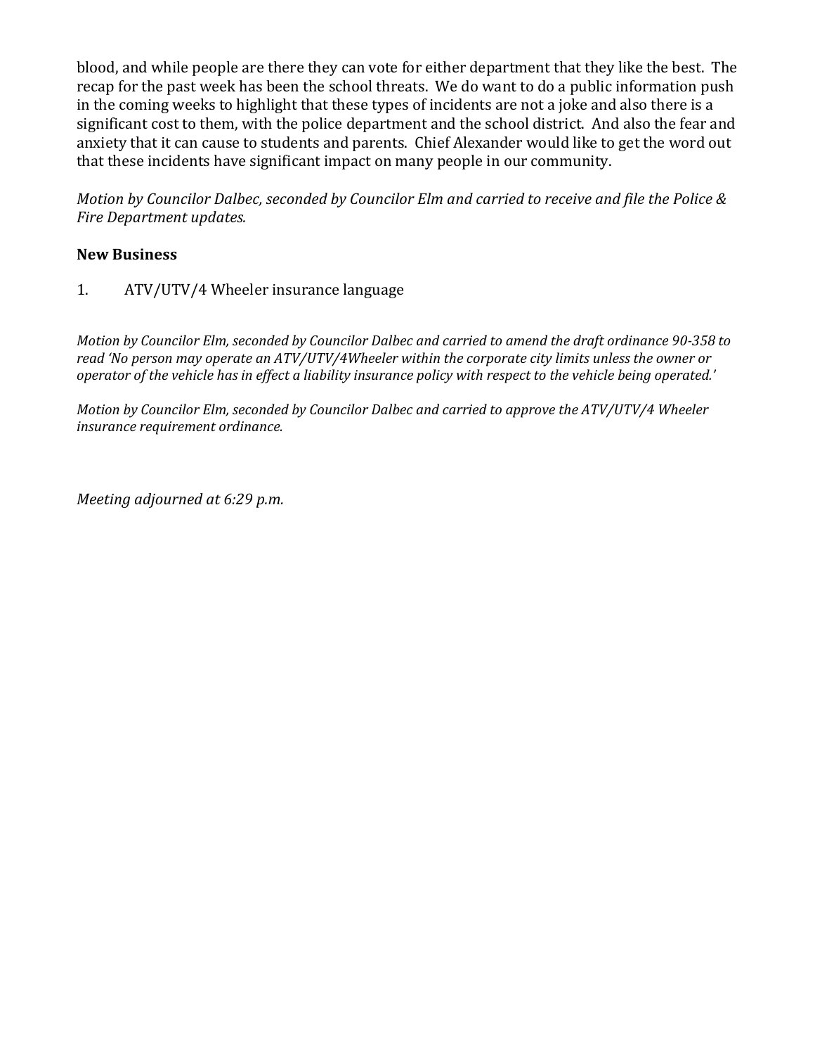blood, and while people are there they can vote for either department that they like the best. The recap for the past week has been the school threats. We do want to do a public information push in the coming weeks to highlight that these types of incidents are not a joke and also there is a significant cost to them, with the police department and the school district. And also the fear and anxiety that it can cause to students and parents. Chief Alexander would like to get the word out that these incidents have significant impact on many people in our community.

*Motion by Councilor Dalbec, seconded by Councilor Elm and carried to receive and file the Police & Fire Department updates.*

**New Business**

1. ATV/UTV/4 Wheeler insurance language

*Motion by Councilor Elm, seconded by Councilor Dalbec and carried to amend the draft ordinance 90-358 to read 'No person may operate an ATV/UTV/4Wheeler within the corporate city limits unless the owner or operator of the vehicle has in effect a liability insurance policy with respect to the vehicle being operated.'*

*Motion by Councilor Elm, seconded by Councilor Dalbec and carried to approve the ATV/UTV/4 Wheeler insurance requirement ordinance.*

*Meeting adjourned at 6:29 p.m.*